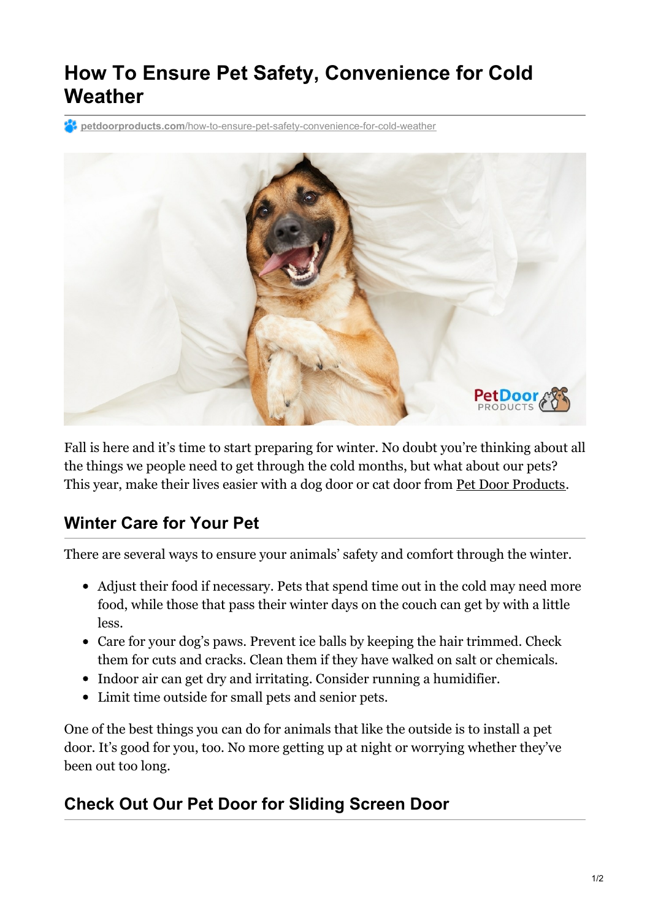# How To Ensure Pet Safety, Convenience for Cold Weather

petdoorproducts.com/how-to-ensure-pet-safety-convenience-for-cold-weather

Fall is here and it's time to start preparing for winter. No doubt you're thinking about all the things we people need to get through the cold months, but what about our pets? This year, make their lives easier with a dog door or cat door from Pet Door Products.

## Winter Care for Your Pet

There are several ways to ensure your animals' safety and comfort through the winter.

- Adjust their food if necessary. Pets that spend time out in the cold may need more food, while those that pass their winter days on the couch can get by with a little less.
- Care for your dog's paws. Prevent ice balls by keeping the hair trimmed. Check them for cuts and cracks. Clean them if they have walked on salt or chemicals.
- Indoor air can get dry and irritating. Consider running a humidifier.
- Limit time outside for small pets and senior pets.

One of the best things you can do for animals that like the outside is to install a pet door. It's good for you, too. No more getting up at night or worrying whether they've been out too long.

## Check Out Our Pet Door for Sliding Screen Door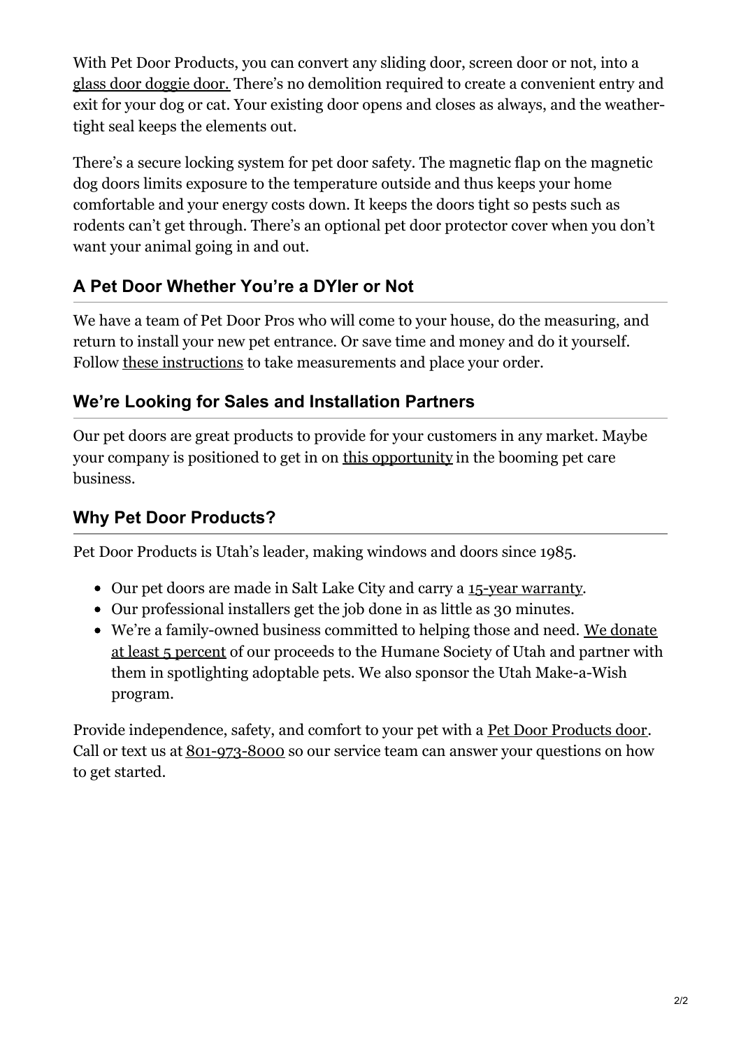With Pet Door Products, you can convert any sliding door, screen door or not, into a glass door doggie door. There's no demolition required to create a convenient entry and exit for your dog or cat. Your existing door opens and closes as always, and the weather-tight seal keeps the elements out.

There's a secure locking system for pet door safety. The magnetic flap on the magnetic dog doors limits exposure to the temperature outside and thus keeps your home comfortable and your energy costs down. It keeps the doors tight so pests such as rodents can't get through. There's an optional pet door protector cover when you don't want your animal going in and out.

## A Pet Door Whether You're a DYIer or Not

We have a team of Pet Door Pros who will come to your house, do the measuring, and return to install your new pet entrance. Or save time and money and do it yourself. Follow these instructions to take measurements and place your order.

## We're Looking for Sales and Installation Partners

Our pet doors are great products to provide for your customers in any market. Maybe your company is positioned to get in on this opportunity in the booming pet care business.

## Why Pet Door Products?

Pet Door Products is Utah's leader, making windows and doors since 1985.

- Our pet doors are made in Salt Lake City and carry a 15-year warranty.
- Our professional installers get the job done in as little as 30 minutes.
- We're a family-owned business committed to helping those and need. We donate at least 5 percent of our proceeds to the Humane Society of Utah and partner with them in spotlighting adoptable pets. We also sponsor the Utah Make-a-Wish program.

Provide independence, safety, and comfort to your pet with a Pet Door Products door. Call or text us at 801-973-8000 so our service team can answer your questions on how to get started.